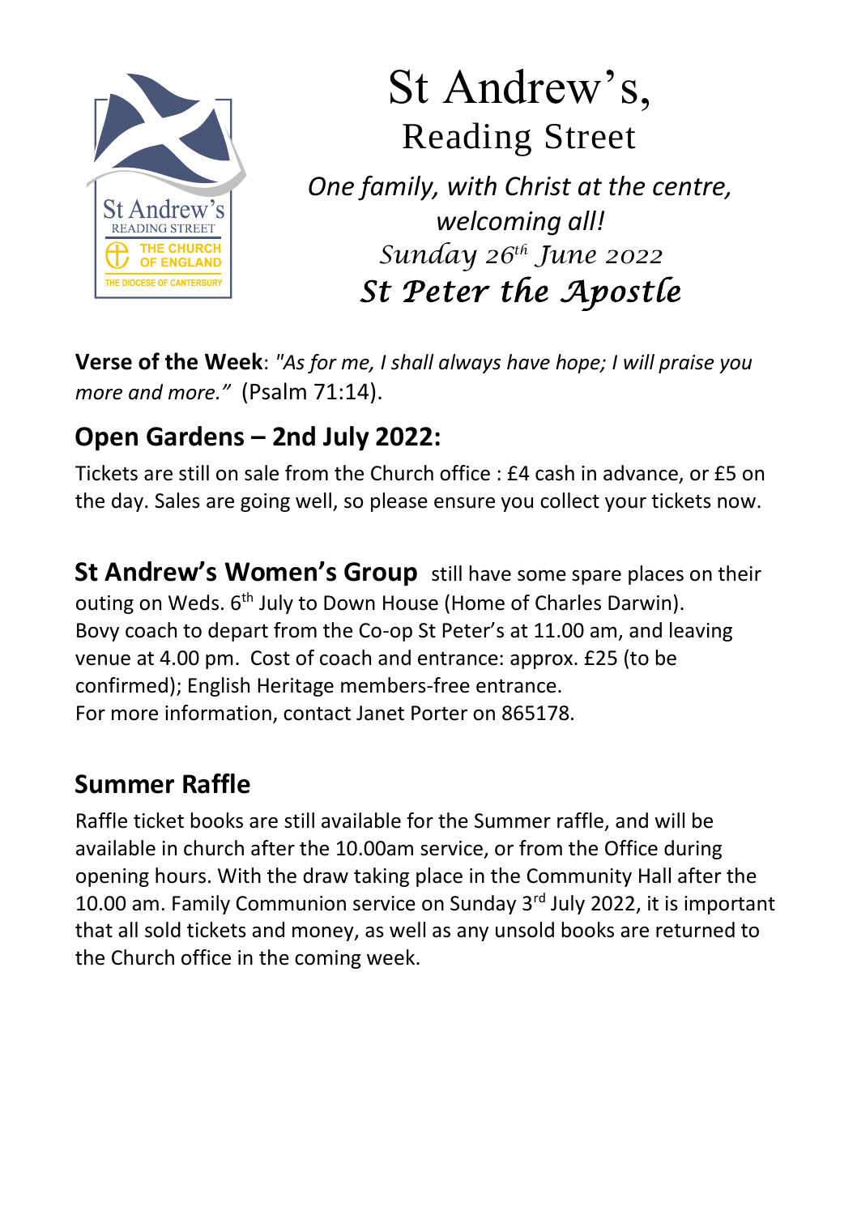St Andrew's
READING STREET
THE CHURCH OF ENGLAND
THE DIOCESE OF CANTERBURY

# St Andrew's,
## Reading Street

*One family, with Christ at the centre, welcoming all!*

*Sunday 26th June 2022*

***St Peter the Apostle***

**Verse of the Week**: *"As for me, I shall always have hope; I will praise you more and more."* (Psalm 71:14).

## Open Gardens – 2nd July 2022:

Tickets are still on sale from the Church office : £4 cash in advance, or £5 on the day. Sales are going well, so please ensure you collect your tickets now.

**St Andrew's Women's Group** still have some spare places on their outing on Weds. 6th July to Down House (Home of Charles Darwin). Bovy coach to depart from the Co-op St Peter's at 11.00 am, and leaving venue at 4.00 pm. Cost of coach and entrance: approx. £25 (to be confirmed); English Heritage members-free entrance.
For more information, contact Janet Porter on 865178.

## Summer Raffle

Raffle ticket books are still available for the Summer raffle, and will be available in church after the 10.00am service, or from the Office during opening hours. With the draw taking place in the Community Hall after the 10.00 am. Family Communion service on Sunday 3rd July 2022, it is important that all sold tickets and money, as well as any unsold books are returned to the Church office in the coming week.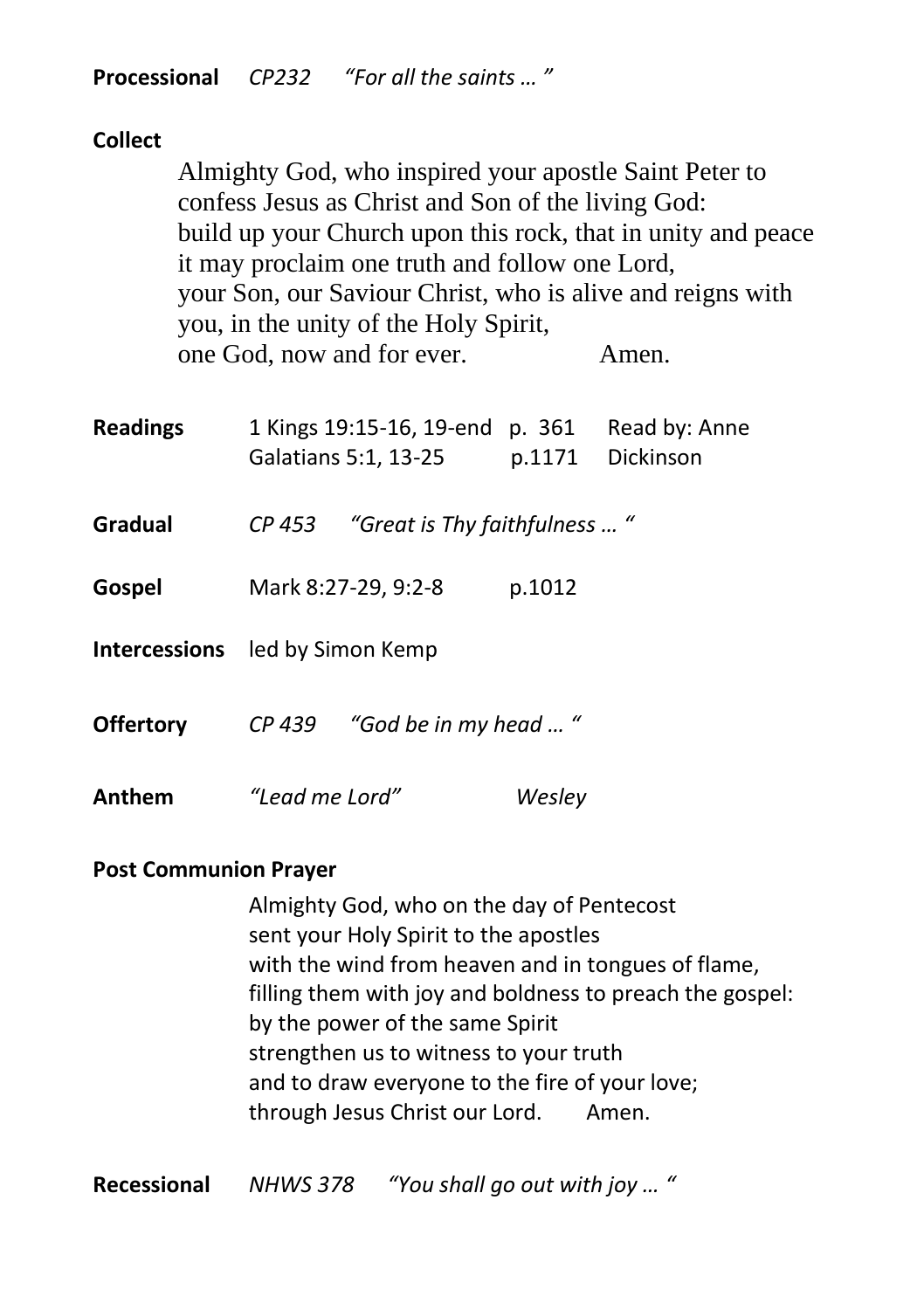**Processional** *CP232 "For all the saints … "*

**Collect**

Almighty God, who inspired your apostle Saint Peter to confess Jesus as Christ and Son of the living God:
build up your Church upon this rock, that in unity and peace it may proclaim one truth and follow one Lord,
your Son, our Saviour Christ, who is alive and reigns with you, in the unity of the Holy Spirit,
one God, now and for ever. Amen.

| | | | |
|---|---|---|---|
| **Readings** | 1 Kings 19:15-16, 19-end | p. 361 | Read by: Anne |
| | Galatians 5:1, 13-25 | p.1171 | Dickinson |

**Gradual** *CP 453 "Great is Thy faithfulness … "*

**Gospel** Mark 8:27-29, 9:2-8 p.1012

**Intercessions** led by Simon Kemp

**Offertory** *CP 439 "God be in my head … "*

**Anthem** *"Lead me Lord" Wesley*

**Post Communion Prayer**

Almighty God, who on the day of Pentecost
sent your Holy Spirit to the apostles
with the wind from heaven and in tongues of flame,
filling them with joy and boldness to preach the gospel:
by the power of the same Spirit
strengthen us to witness to your truth
and to draw everyone to the fire of your love;
through Jesus Christ our Lord. Amen.

**Recessional** *NHWS 378 "You shall go out with joy … "*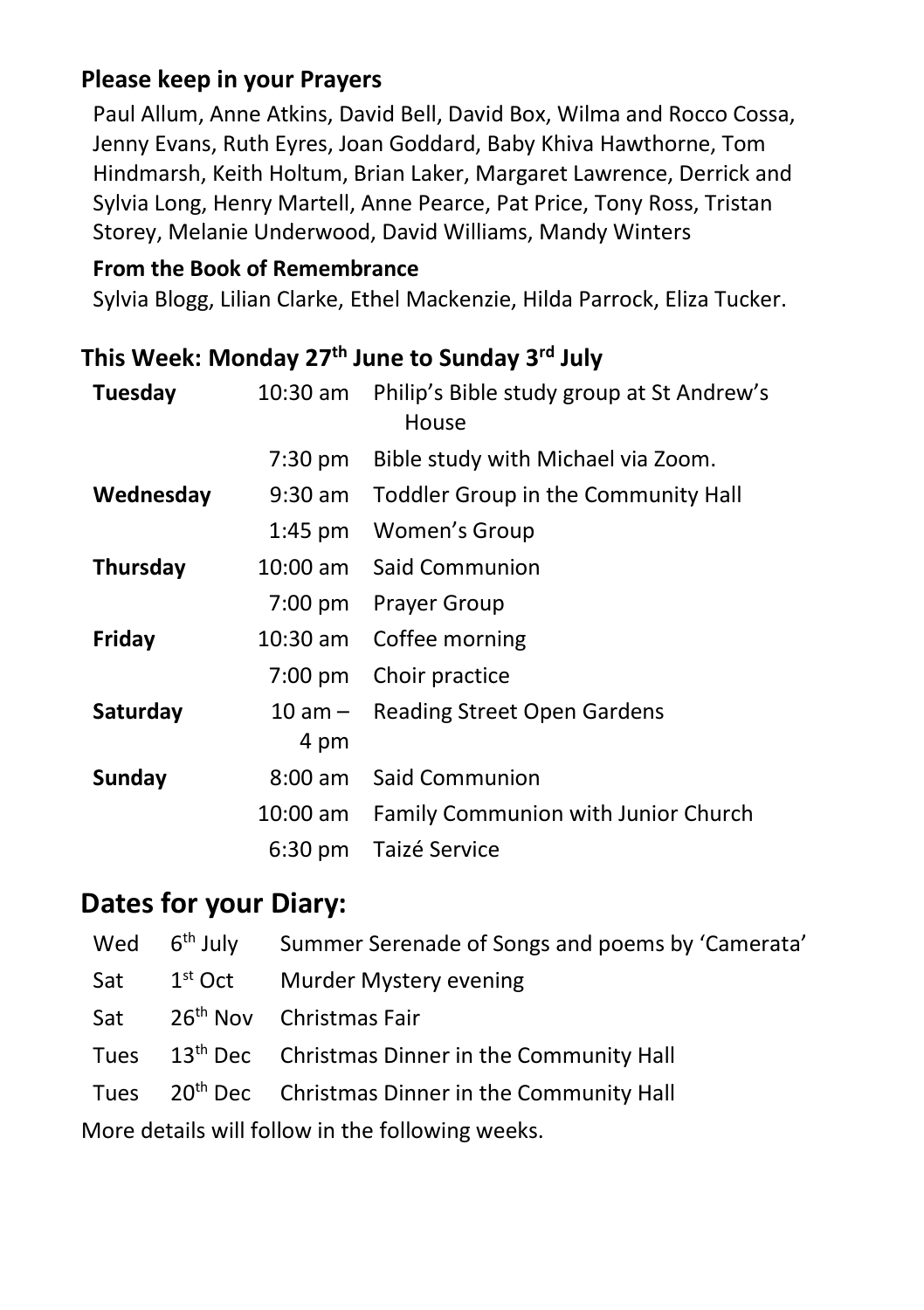### Please keep in your Prayers

Paul Allum, Anne Atkins, David Bell, David Box, Wilma and Rocco Cossa, Jenny Evans, Ruth Eyres, Joan Goddard, Baby Khiva Hawthorne, Tom Hindmarsh, Keith Holtum, Brian Laker, Margaret Lawrence, Derrick and Sylvia Long, Henry Martell, Anne Pearce, Pat Price, Tony Ross, Tristan Storey, Melanie Underwood, David Williams, Mandy Winters

**From the Book of Remembrance**

Sylvia Blogg, Lilian Clarke, Ethel Mackenzie, Hilda Parrock, Eliza Tucker.

### This Week: Monday 27th June to Sunday 3rd July

| | | |
|---|---|---|
| **Tuesday** | 10:30 am | Philip's Bible study group at St Andrew's House |
| | 7:30 pm | Bible study with Michael via Zoom. |
| **Wednesday** | 9:30 am | Toddler Group in the Community Hall |
| | 1:45 pm | Women's Group |
| **Thursday** | 10:00 am | Said Communion |
| | 7:00 pm | Prayer Group |
| **Friday** | 10:30 am | Coffee morning |
| | 7:00 pm | Choir practice |
| **Saturday** | 10 am – 4 pm | Reading Street Open Gardens |
| **Sunday** | 8:00 am | Said Communion |
| | 10:00 am | Family Communion with Junior Church |
| | 6:30 pm | Taizé Service |

## Dates for your Diary:

| | | |
|---|---|---|
| Wed | 6th July | Summer Serenade of Songs and poems by 'Camerata' |
| Sat | 1st Oct | Murder Mystery evening |
| Sat | 26th Nov | Christmas Fair |
| Tues | 13th Dec | Christmas Dinner in the Community Hall |
| Tues | 20th Dec | Christmas Dinner in the Community Hall |

More details will follow in the following weeks.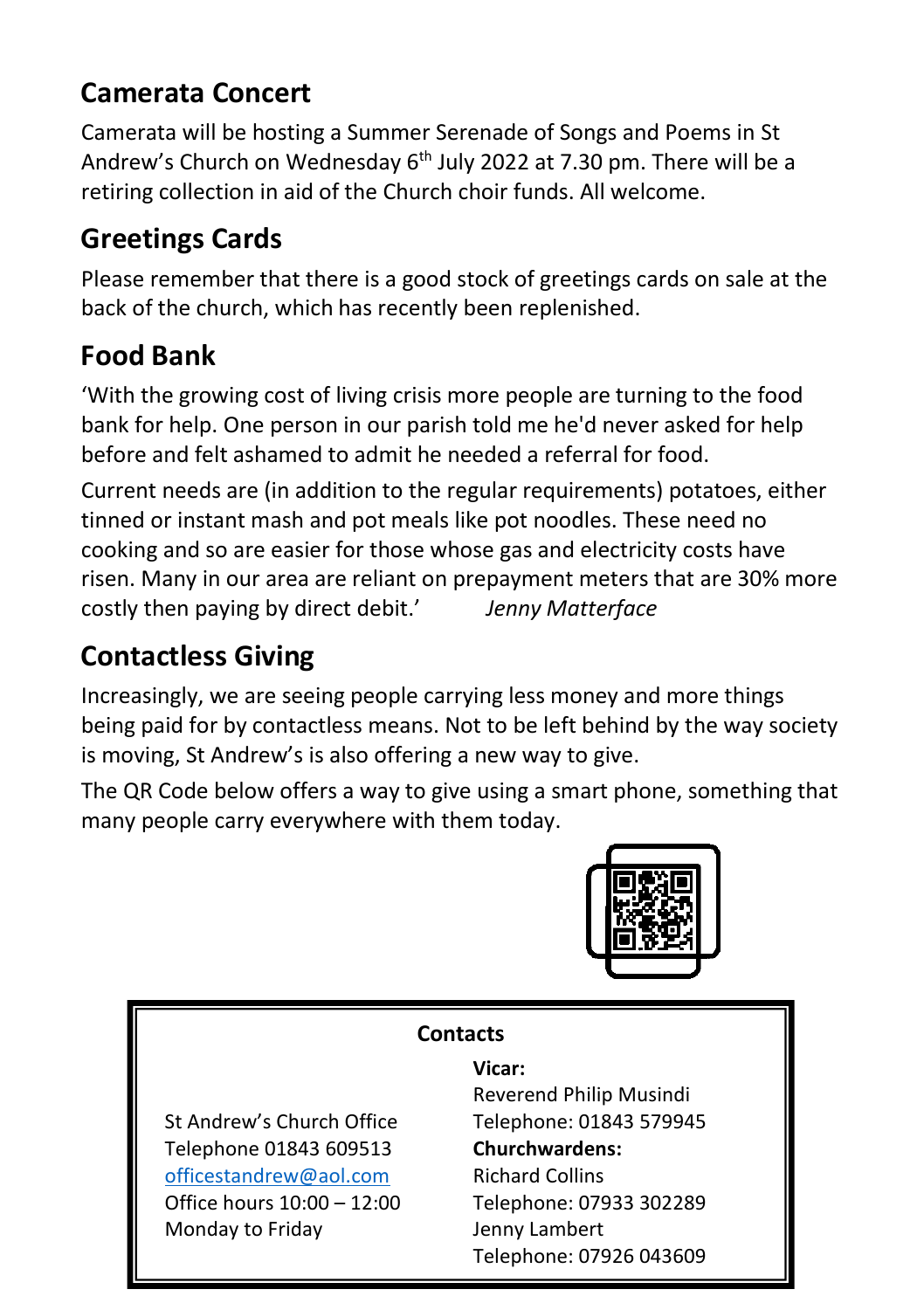## Camerata Concert

Camerata will be hosting a Summer Serenade of Songs and Poems in St Andrew's Church on Wednesday 6th July 2022 at 7.30 pm. There will be a retiring collection in aid of the Church choir funds. All welcome.

## Greetings Cards

Please remember that there is a good stock of greetings cards on sale at the back of the church, which has recently been replenished.

## Food Bank

'With the growing cost of living crisis more people are turning to the food bank for help. One person in our parish told me he'd never asked for help before and felt ashamed to admit he needed a referral for food.

Current needs are (in addition to the regular requirements) potatoes, either tinned or instant mash and pot meals like pot noodles. These need no cooking and so are easier for those whose gas and electricity costs have risen. Many in our area are reliant on prepayment meters that are 30% more costly then paying by direct debit.' *Jenny Matterface*

## Contactless Giving

Increasingly, we are seeing people carrying less money and more things being paid for by contactless means. Not to be left behind by the way society is moving, St Andrew's is also offering a new way to give.

The QR Code below offers a way to give using a smart phone, something that many people carry everywhere with them today.

**Contacts**

St Andrew's Church Office
Telephone 01843 609513
officestandrew@aol.com
Office hours 10:00 – 12:00
Monday to Friday

**Vicar:**
Reverend Philip Musindi
Telephone: 01843 579945

**Churchwardens:**
Richard Collins
Telephone: 07933 302289
Jenny Lambert
Telephone: 07926 043609